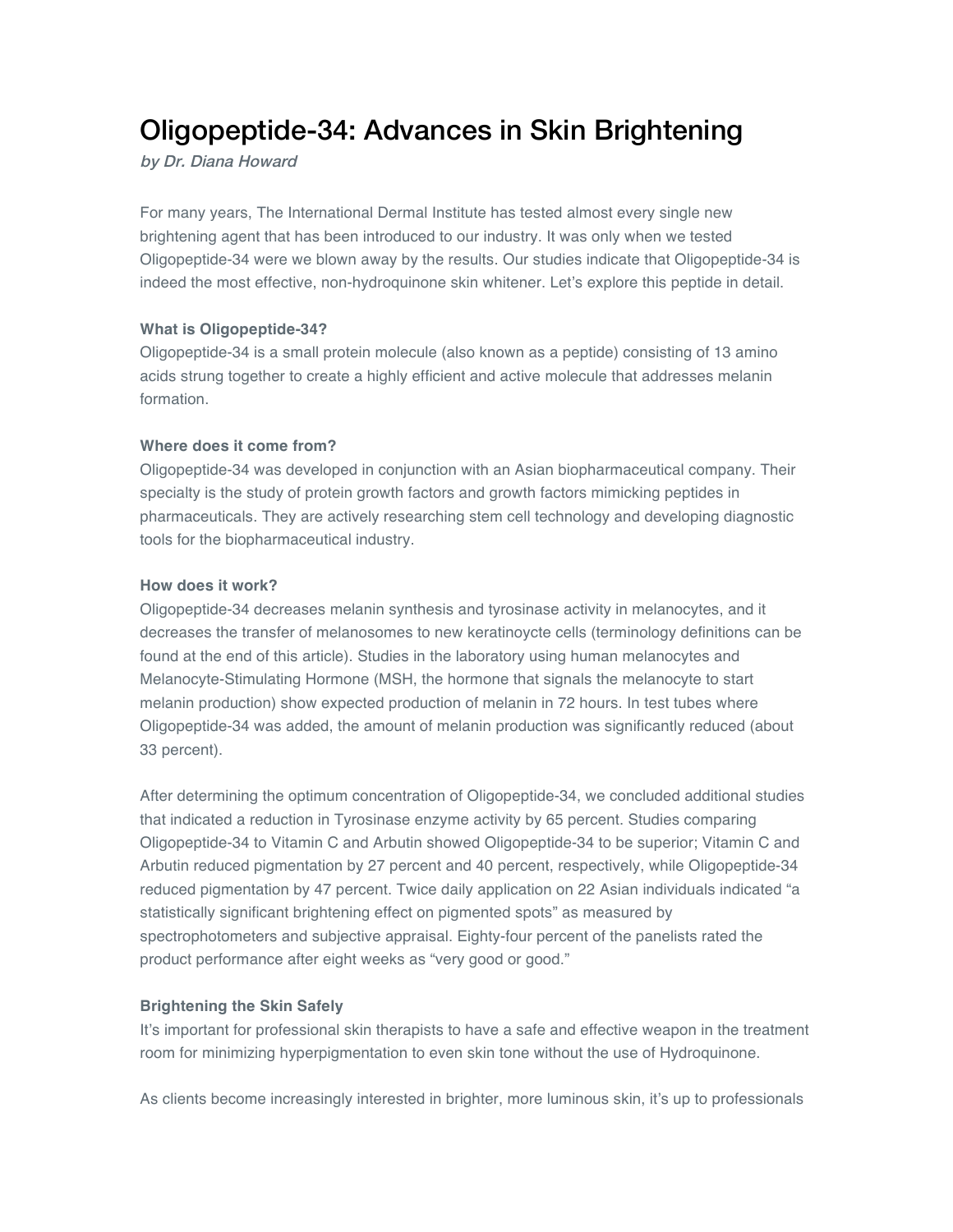# Oligopeptide-34: Advances in Skin Brightening

*by Dr. Diana Howard*

For many years, The International Dermal Institute has tested almost every single new brightening agent that has been introduced to our industry. It was only when we tested Oligopeptide-34 were we blown away by the results. Our studies indicate that Oligopeptide-34 is indeed the most effective, non-hydroquinone skin whitener. Let's explore this peptide in detail.

**What is Oligopeptide-34?**

Oligopeptide-34 is a small protein molecule (also known as a peptide) consisting of 13 amino acids strung together to create a highly efficient and active molecule that addresses melanin formation.

**Where does it come from?**

Oligopeptide-34 was developed in conjunction with an Asian biopharmaceutical company. Their specialty is the study of protein growth factors and growth factors mimicking peptides in pharmaceuticals. They are actively researching stem cell technology and developing diagnostic tools for the biopharmaceutical industry.

**How does it work?**

Oligopeptide-34 decreases melanin synthesis and tyrosinase activity in melanocytes, and it decreases the transfer of melanosomes to new keratinoycte cells (terminology definitions can be found at the end of this article). Studies in the laboratory using human melanocytes and Melanocyte-Stimulating Hormone (MSH, the hormone that signals the melanocyte to start melanin production) show expected production of melanin in 72 hours. In test tubes where Oligopeptide-34 was added, the amount of melanin production was significantly reduced (about 33 percent).

After determining the optimum concentration of Oligopeptide-34, we concluded additional studies that indicated a reduction in Tyrosinase enzyme activity by 65 percent. Studies comparing Oligopeptide-34 to Vitamin C and Arbutin showed Oligopeptide-34 to be superior; Vitamin C and Arbutin reduced pigmentation by 27 percent and 40 percent, respectively, while Oligopeptide-34 reduced pigmentation by 47 percent. Twice daily application on 22 Asian individuals indicated "a statistically significant brightening effect on pigmented spots" as measured by spectrophotometers and subjective appraisal. Eighty-four percent of the panelists rated the product performance after eight weeks as "very good or good."

**Brightening the Skin Safely**

It's important for professional skin therapists to have a safe and effective weapon in the treatment room for minimizing hyperpigmentation to even skin tone without the use of Hydroquinone.

As clients become increasingly interested in brighter, more luminous skin, it's up to professionals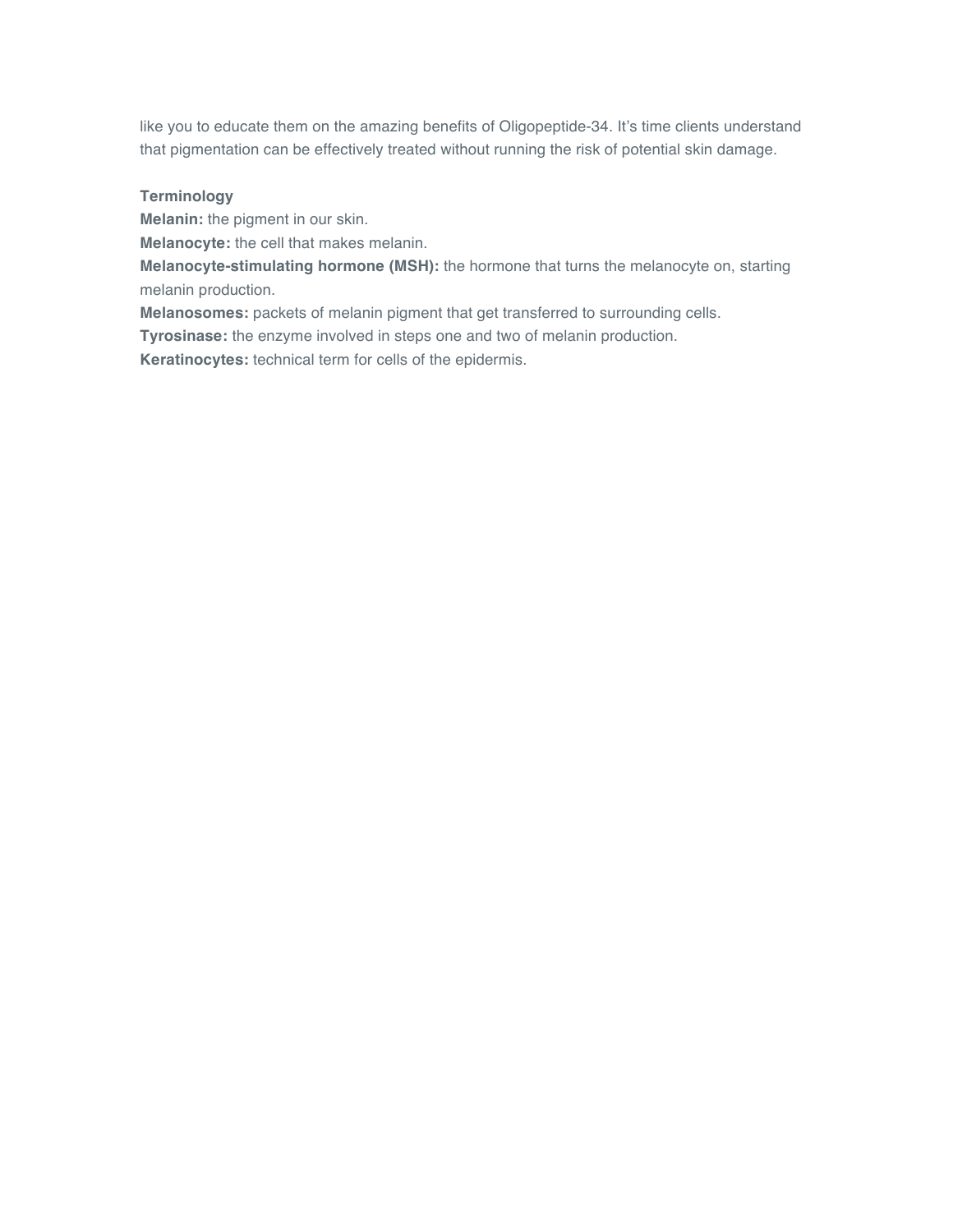like you to educate them on the amazing benefits of Oligopeptide-34. It's time clients understand that pigmentation can be effectively treated without running the risk of potential skin damage.

**Terminology**

**Melanin:** the pigment in our skin.  
**Melanocyte:** the cell that makes melanin.  
**Melanocyte-stimulating hormone (MSH):** the hormone that turns the melanocyte on, starting melanin production.  
**Melanosomes:** packets of melanin pigment that get transferred to surrounding cells.  
**Tyrosinase:** the enzyme involved in steps one and two of melanin production.  
**Keratinocytes:** technical term for cells of the epidermis.